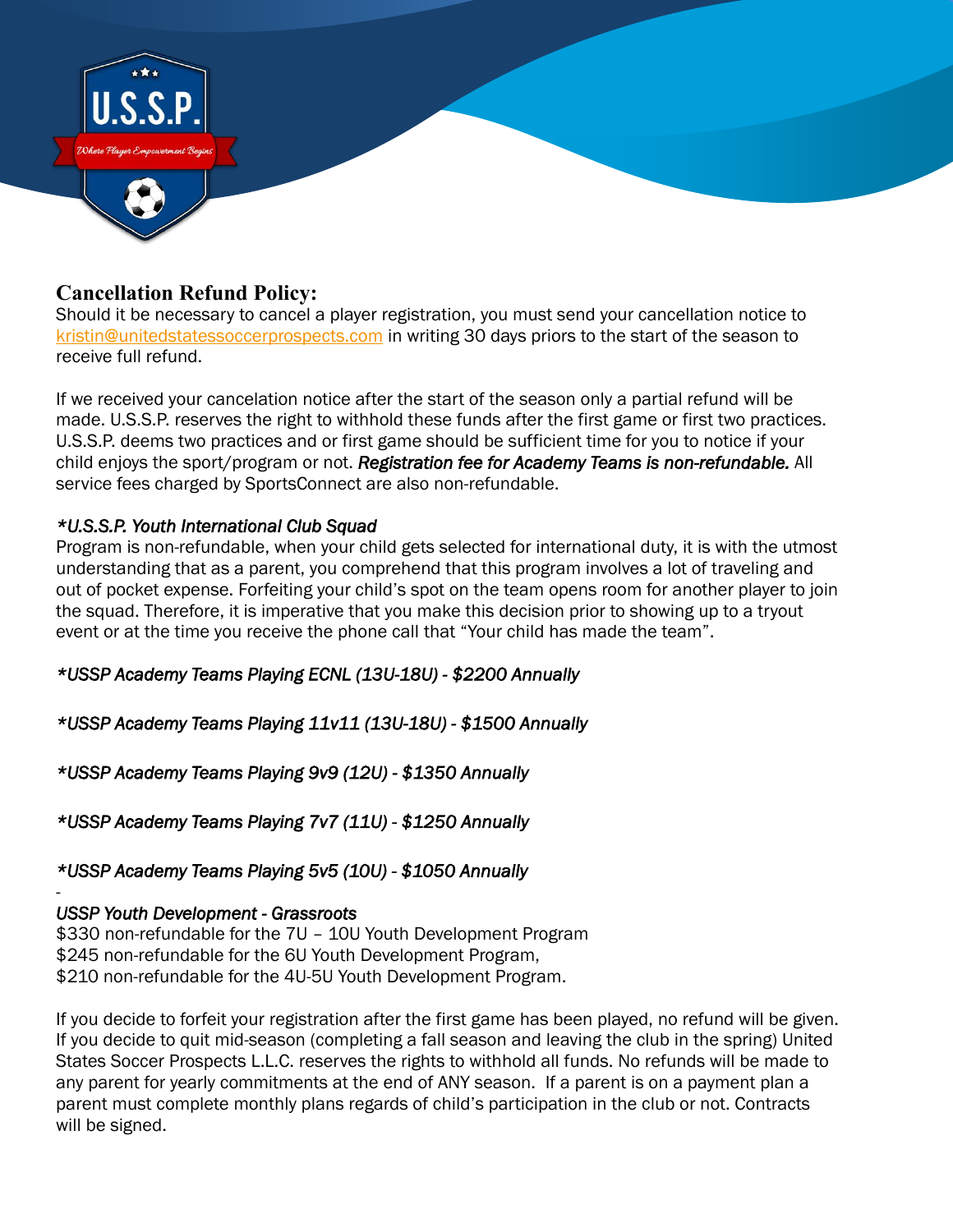## Cancellation Refund Policy:

Should it be necessary to cancel a player registration, you must send your cancellation notice to kristin@unitedstatessoccerprospects.com in writing 30 days priors to the start of the season to receive full refund.

If we received your cancelation notice after the start of the season only a partial refund will be made. U.S.S.P. reserves the right to withhold these funds after the first game or first two practices. U.S.S.P. deems two practices and or first game should be sufficient time for you to notice if your child enjoys the sport/program or not. ***Registration fee for Academy Teams is non-refundable.*** All service fees charged by SportsConnect are also non-refundable.

*\*U.S.S.P. Youth International Club Squad*

Program is non-refundable, when your child gets selected for international duty, it is with the utmost understanding that as a parent, you comprehend that this program involves a lot of traveling and out of pocket expense. Forfeiting your child's spot on the team opens room for another player to join the squad. Therefore, it is imperative that you make this decision prior to showing up to a tryout event or at the time you receive the phone call that "Your child has made the team".

*\*USSP Academy Teams Playing ECNL (13U-18U) - $2200 Annually*

*\*USSP Academy Teams Playing 11v11 (13U-18U) - $1500 Annually*

*\*USSP Academy Teams Playing 9v9 (12U) - $1350 Annually*

*\*USSP Academy Teams Playing 7v7 (11U) - $1250 Annually*

*\*USSP Academy Teams Playing 5v5 (10U) - $1050 Annually*

-

*USSP Youth Development - Grassroots*

$330 non-refundable for the 7U – 10U Youth Development Program
$245 non-refundable for the 6U Youth Development Program,
$210 non-refundable for the 4U-5U Youth Development Program.

If you decide to forfeit your registration after the first game has been played, no refund will be given. If you decide to quit mid-season (completing a fall season and leaving the club in the spring) United States Soccer Prospects L.L.C. reserves the rights to withhold all funds. No refunds will be made to any parent for yearly commitments at the end of ANY season. If a parent is on a payment plan a parent must complete monthly plans regards of child's participation in the club or not. Contracts will be signed.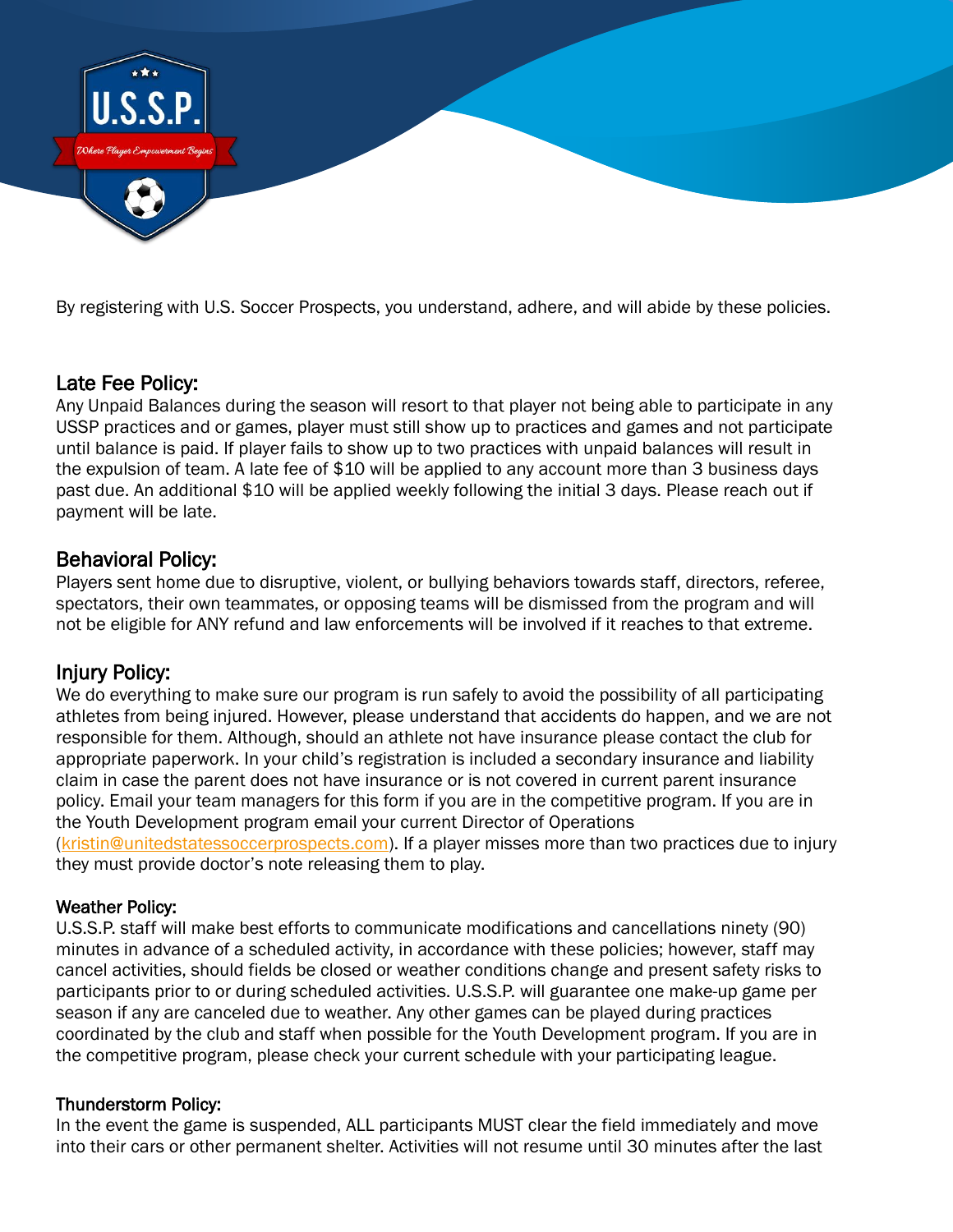By registering with U.S. Soccer Prospects, you understand, adhere, and will abide by these policies.

## Late Fee Policy:

Any Unpaid Balances during the season will resort to that player not being able to participate in any USSP practices and or games, player must still show up to practices and games and not participate until balance is paid. If player fails to show up to two practices with unpaid balances will result in the expulsion of team. A late fee of $10 will be applied to any account more than 3 business days past due. An additional $10 will be applied weekly following the initial 3 days. Please reach out if payment will be late.

## Behavioral Policy:

Players sent home due to disruptive, violent, or bullying behaviors towards staff, directors, referee, spectators, their own teammates, or opposing teams will be dismissed from the program and will not be eligible for ANY refund and law enforcements will be involved if it reaches to that extreme.

## Injury Policy:

We do everything to make sure our program is run safely to avoid the possibility of all participating athletes from being injured. However, please understand that accidents do happen, and we are not responsible for them. Although, should an athlete not have insurance please contact the club for appropriate paperwork. In your child's registration is included a secondary insurance and liability claim in case the parent does not have insurance or is not covered in current parent insurance policy. Email your team managers for this form if you are in the competitive program. If you are in the Youth Development program email your current Director of Operations (kristin@unitedstatessoccerprospects.com). If a player misses more than two practices due to injury they must provide doctor's note releasing them to play.

### Weather Policy:

U.S.S.P. staff will make best efforts to communicate modifications and cancellations ninety (90) minutes in advance of a scheduled activity, in accordance with these policies; however, staff may cancel activities, should fields be closed or weather conditions change and present safety risks to participants prior to or during scheduled activities. U.S.S.P. will guarantee one make-up game per season if any are canceled due to weather. Any other games can be played during practices coordinated by the club and staff when possible for the Youth Development program. If you are in the competitive program, please check your current schedule with your participating league.

### Thunderstorm Policy:

In the event the game is suspended, ALL participants MUST clear the field immediately and move into their cars or other permanent shelter. Activities will not resume until 30 minutes after the last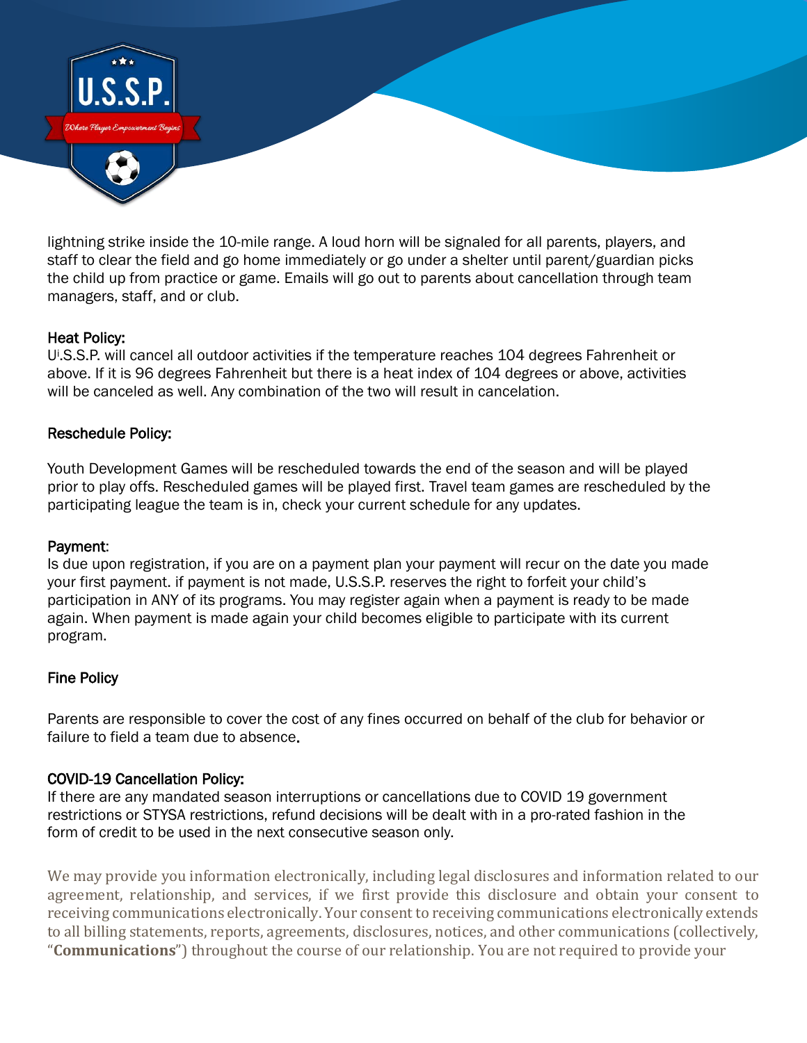lightning strike inside the 10-mile range. A loud horn will be signaled for all parents, players, and staff to clear the field and go home immediately or go under a shelter until parent/guardian picks the child up from practice or game. Emails will go out to parents about cancellation through team managers, staff, and or club.

### Heat Policy:

U.S.S.P. will cancel all outdoor activities if the temperature reaches 104 degrees Fahrenheit or above. If it is 96 degrees Fahrenheit but there is a heat index of 104 degrees or above, activities will be canceled as well. Any combination of the two will result in cancelation.

### Reschedule Policy:

Youth Development Games will be rescheduled towards the end of the season and will be played prior to play offs. Rescheduled games will be played first. Travel team games are rescheduled by the participating league the team is in, check your current schedule for any updates.

### Payment:

Is due upon registration, if you are on a payment plan your payment will recur on the date you made your first payment. if payment is not made, U.S.S.P. reserves the right to forfeit your child's participation in ANY of its programs. You may register again when a payment is ready to be made again. When payment is made again your child becomes eligible to participate with its current program.

### Fine Policy

Parents are responsible to cover the cost of any fines occurred on behalf of the club for behavior or failure to field a team due to absence.

### COVID-19 Cancellation Policy:

If there are any mandated season interruptions or cancellations due to COVID 19 government restrictions or STYSA restrictions, refund decisions will be dealt with in a pro-rated fashion in the form of credit to be used in the next consecutive season only.

We may provide you information electronically, including legal disclosures and information related to our agreement, relationship, and services, if we first provide this disclosure and obtain your consent to receiving communications electronically. Your consent to receiving communications electronically extends to all billing statements, reports, agreements, disclosures, notices, and other communications (collectively, "**Communications**") throughout the course of our relationship. You are not required to provide your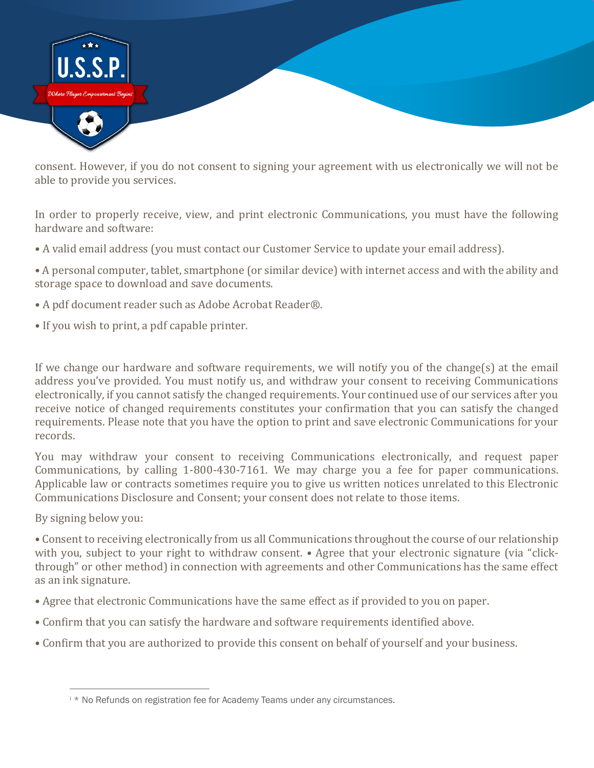consent. However, if you do not consent to signing your agreement with us electronically we will not be able to provide you services.

In order to properly receive, view, and print electronic Communications, you must have the following hardware and software:

• A valid email address (you must contact our Customer Service to update your email address).

• A personal computer, tablet, smartphone (or similar device) with internet access and with the ability and storage space to download and save documents.

• A pdf document reader such as Adobe Acrobat Reader®.

• If you wish to print, a pdf capable printer.

If we change our hardware and software requirements, we will notify you of the change(s) at the email address you've provided. You must notify us, and withdraw your consent to receiving Communications electronically, if you cannot satisfy the changed requirements. Your continued use of our services after you receive notice of changed requirements constitutes your confirmation that you can satisfy the changed requirements. Please note that you have the option to print and save electronic Communications for your records.

You may withdraw your consent to receiving Communications electronically, and request paper Communications, by calling 1-800-430-7161. We may charge you a fee for paper communications. Applicable law or contracts sometimes require you to give us written notices unrelated to this Electronic Communications Disclosure and Consent; your consent does not relate to those items.

By signing below you:

• Consent to receiving electronically from us all Communications throughout the course of our relationship with you, subject to your right to withdraw consent. • Agree that your electronic signature (via "click-through" or other method) in connection with agreements and other Communications has the same effect as an ink signature.

• Agree that electronic Communications have the same effect as if provided to you on paper.

• Confirm that you can satisfy the hardware and software requirements identified above.

• Confirm that you are authorized to provide this consent on behalf of yourself and your business.

---

[i] * No Refunds on registration fee for Academy Teams under any circumstances.